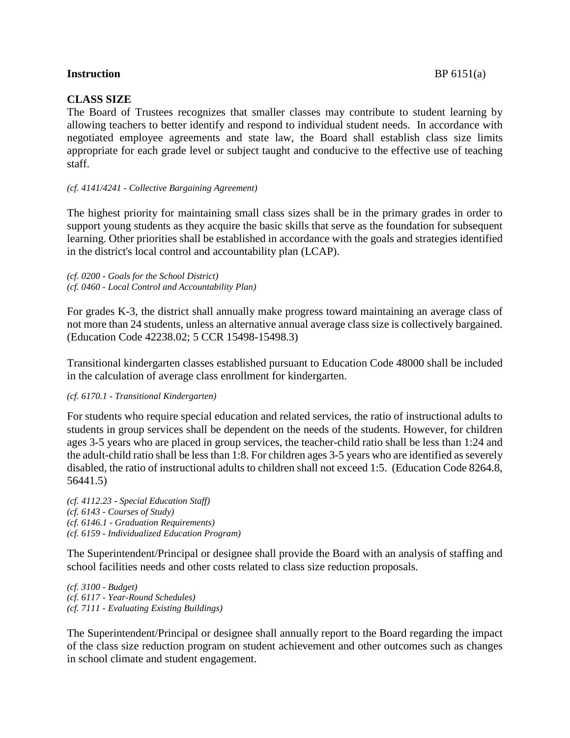**Instruction** BP 6151(a)

## CLASS SIZE

The Board of Trustees recognizes that smaller classes may contribute to student learning by allowing teachers to better identify and respond to individual student needs. In accordance with negotiated employee agreements and state law, the Board shall establish class size limits appropriate for each grade level or subject taught and conducive to the effective use of teaching staff.

*(cf. 4141/4241 - Collective Bargaining Agreement)*

The highest priority for maintaining small class sizes shall be in the primary grades in order to support young students as they acquire the basic skills that serve as the foundation for subsequent learning. Other priorities shall be established in accordance with the goals and strategies identified in the district's local control and accountability plan (LCAP).

*(cf. 0200 - Goals for the School District)*
*(cf. 0460 - Local Control and Accountability Plan)*

For grades K-3, the district shall annually make progress toward maintaining an average class of not more than 24 students, unless an alternative annual average class size is collectively bargained. (Education Code 42238.02; 5 CCR 15498-15498.3)

Transitional kindergarten classes established pursuant to Education Code 48000 shall be included in the calculation of average class enrollment for kindergarten.

*(cf. 6170.1 - Transitional Kindergarten)*

For students who require special education and related services, the ratio of instructional adults to students in group services shall be dependent on the needs of the students. However, for children ages 3-5 years who are placed in group services, the teacher-child ratio shall be less than 1:24 and the adult-child ratio shall be less than 1:8. For children ages 3-5 years who are identified as severely disabled, the ratio of instructional adults to children shall not exceed 1:5. (Education Code 8264.8, 56441.5)

*(cf. 4112.23 - Special Education Staff)*
*(cf. 6143 - Courses of Study)*
*(cf. 6146.1 - Graduation Requirements)*
*(cf. 6159 - Individualized Education Program)*

The Superintendent/Principal or designee shall provide the Board with an analysis of staffing and school facilities needs and other costs related to class size reduction proposals.

*(cf. 3100 - Budget)*
*(cf. 6117 - Year-Round Schedules)*
*(cf. 7111 - Evaluating Existing Buildings)*

The Superintendent/Principal or designee shall annually report to the Board regarding the impact of the class size reduction program on student achievement and other outcomes such as changes in school climate and student engagement.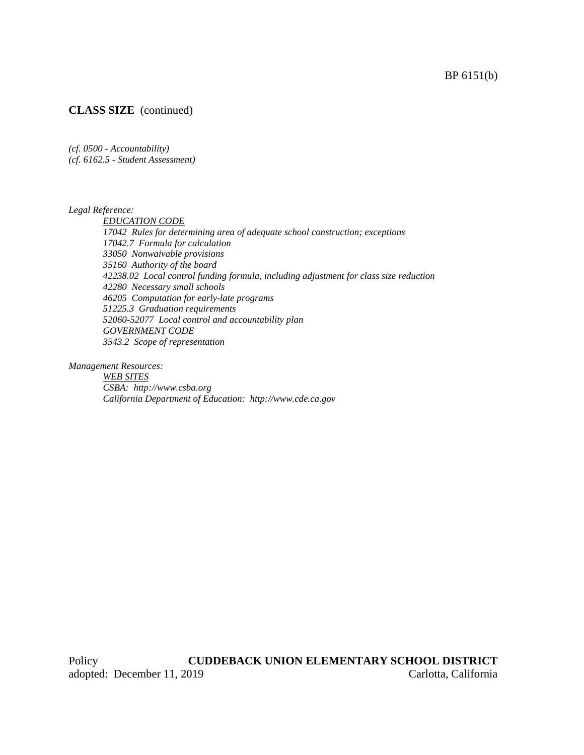**CLASS SIZE** (continued)

*(cf. 0500 - Accountability)*
*(cf. 6162.5 - Student Assessment)*

*Legal Reference:*

*EDUCATION CODE*
*17042 Rules for determining area of adequate school construction; exceptions*
*17042.7 Formula for calculation*
*33050 Nonwaivable provisions*
*35160 Authority of the board*
*42238.02 Local control funding formula, including adjustment for class size reduction*
*42280 Necessary small schools*
*46205 Computation for early-late programs*
*51225.3 Graduation requirements*
*52060-52077 Local control and accountability plan*
*GOVERNMENT CODE*
*3543.2 Scope of representation*

*Management Resources:*

*WEB SITES*
*CSBA: http://www.csba.org*
*California Department of Education: http://www.cde.ca.gov*

Policy **CUDDEBACK UNION ELEMENTARY SCHOOL DISTRICT**
adopted: December 11, 2019 Carlotta, California